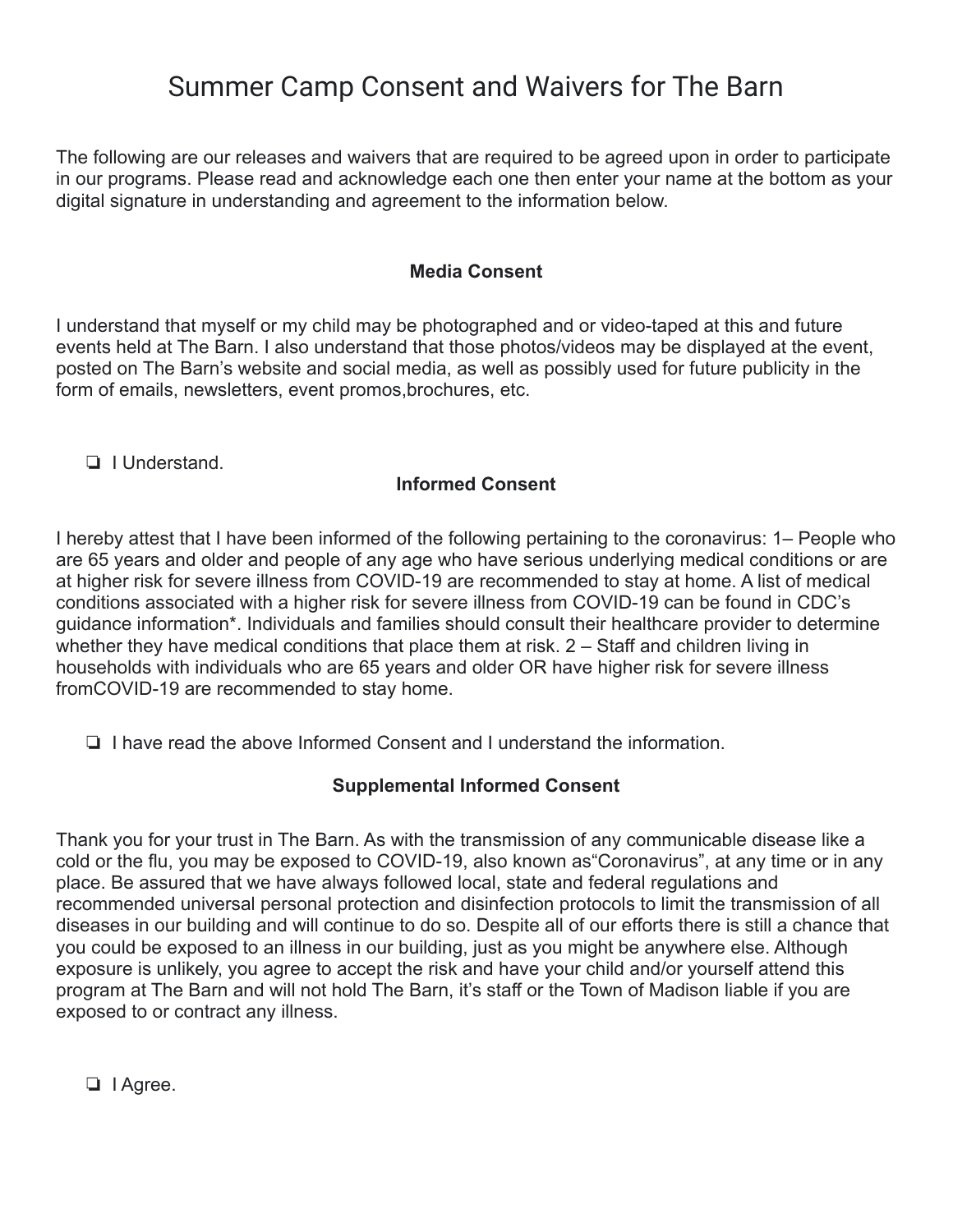# Summer Camp Consent and Waivers for The Barn

The following are our releases and waivers that are required to be agreed upon in order to participate in our programs. Please read and acknowledge each one then enter your name at the bottom as your digital signature in understanding and agreement to the information below.

**Media Consent**

I understand that myself or my child may be photographed and or video-taped at this and future events held at The Barn. I also understand that those photos/videos may be displayed at the event, posted on The Barn's website and social media, as well as possibly used for future publicity in the form of emails, newsletters, event promos,brochures, etc.

- ❏ I Understand.

**Informed Consent**

I hereby attest that I have been informed of the following pertaining to the coronavirus: 1– People who are 65 years and older and people of any age who have serious underlying medical conditions or are at higher risk for severe illness from COVID-19 are recommended to stay at home. A list of medical conditions associated with a higher risk for severe illness from COVID-19 can be found in CDC's guidance information*. Individuals and families should consult their healthcare provider to determine whether they have medical conditions that place them at risk. 2 – Staff and children living in households with individuals who are 65 years and older OR have higher risk for severe illness fromCOVID-19 are recommended to stay home.

- ❏ I have read the above Informed Consent and I understand the information.

**Supplemental Informed Consent**

Thank you for your trust in The Barn. As with the transmission of any communicable disease like a cold or the flu, you may be exposed to COVID-19, also known as"Coronavirus", at any time or in any place. Be assured that we have always followed local, state and federal regulations and recommended universal personal protection and disinfection protocols to limit the transmission of all diseases in our building and will continue to do so. Despite all of our efforts there is still a chance that you could be exposed to an illness in our building, just as you might be anywhere else. Although exposure is unlikely, you agree to accept the risk and have your child and/or yourself attend this program at The Barn and will not hold The Barn, it's staff or the Town of Madison liable if you are exposed to or contract any illness.

- ❏ I Agree.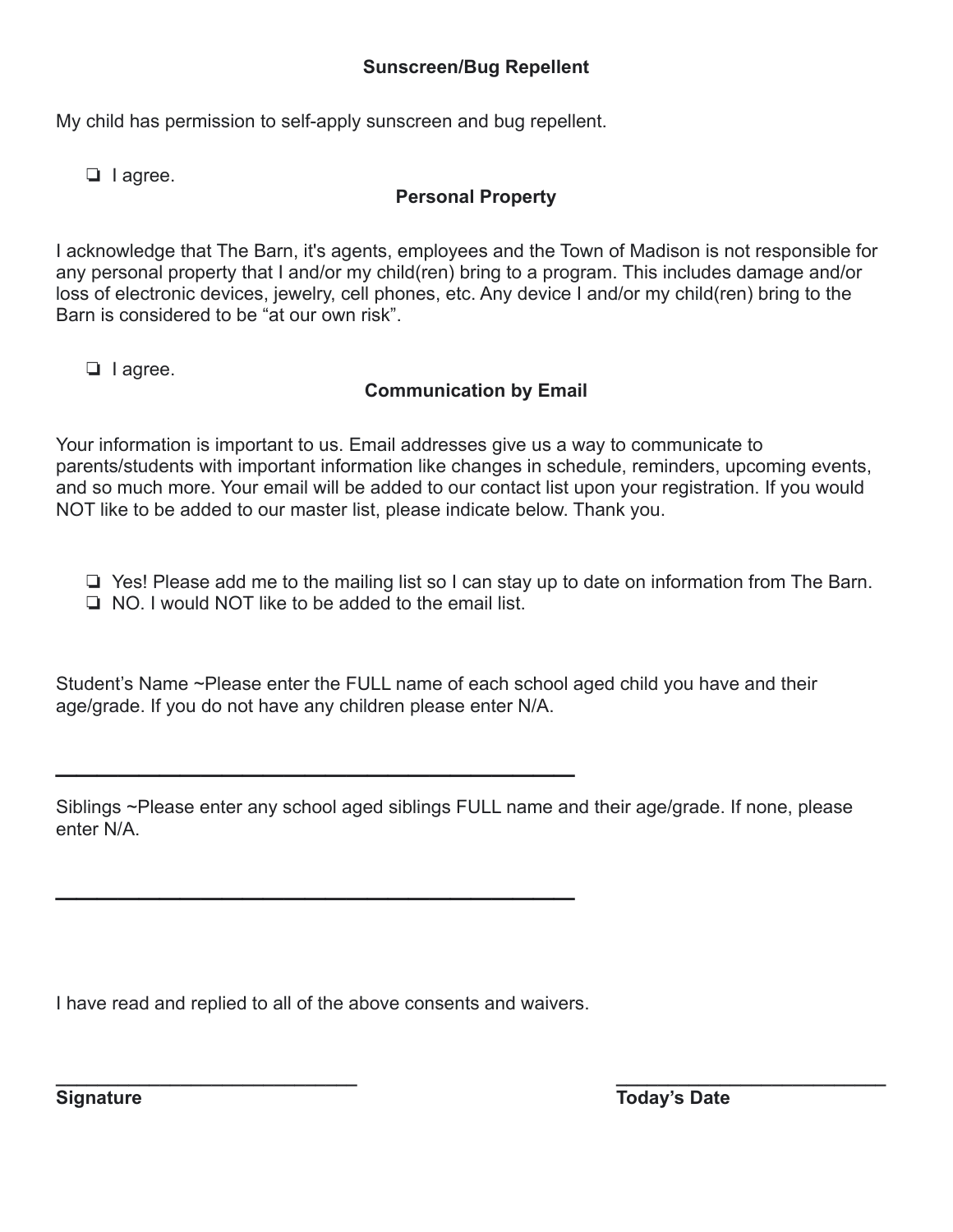**Sunscreen/Bug Repellent**

My child has permission to self-apply sunscreen and bug repellent.

❏ I agree.

**Personal Property**

I acknowledge that The Barn, it's agents, employees and the Town of Madison is not responsible for any personal property that I and/or my child(ren) bring to a program. This includes damage and/or loss of electronic devices, jewelry, cell phones, etc. Any device I and/or my child(ren) bring to the Barn is considered to be "at our own risk".

❏ I agree.

**Communication by Email**

Your information is important to us. Email addresses give us a way to communicate to parents/students with important information like changes in schedule, reminders, upcoming events, and so much more. Your email will be added to our contact list upon your registration. If you would NOT like to be added to our master list, please indicate below. Thank you.

❏ Yes! Please add me to the mailing list so I can stay up to date on information from The Barn.
❏ NO. I would NOT like to be added to the email list.

Student's Name ~Please enter the FULL name of each school aged child you have and their age/grade. If you do not have any children please enter N/A.

\_\_\_\_\_\_\_\_\_\_\_\_\_\_\_\_\_\_\_\_\_\_\_\_\_\_\_\_\_\_\_\_\_\_\_\_\_\_\_\_\_\_\_\_\_\_\_\_

Siblings ~Please enter any school aged siblings FULL name and their age/grade. If none, please enter N/A.

\_\_\_\_\_\_\_\_\_\_\_\_\_\_\_\_\_\_\_\_\_\_\_\_\_\_\_\_\_\_\_\_\_\_\_\_\_\_\_\_\_\_\_\_\_\_\_\_

I have read and replied to all of the above consents and waivers.

\_\_\_\_\_\_\_\_\_\_\_\_\_\_\_\_\_\_\_\_\_\_\_\_\_\_\_\_ \_\_\_\_\_\_\_\_\_\_\_\_\_\_\_\_\_\_\_\_\_\_\_\_\_\_\_\_

**Signature** **Today's Date**